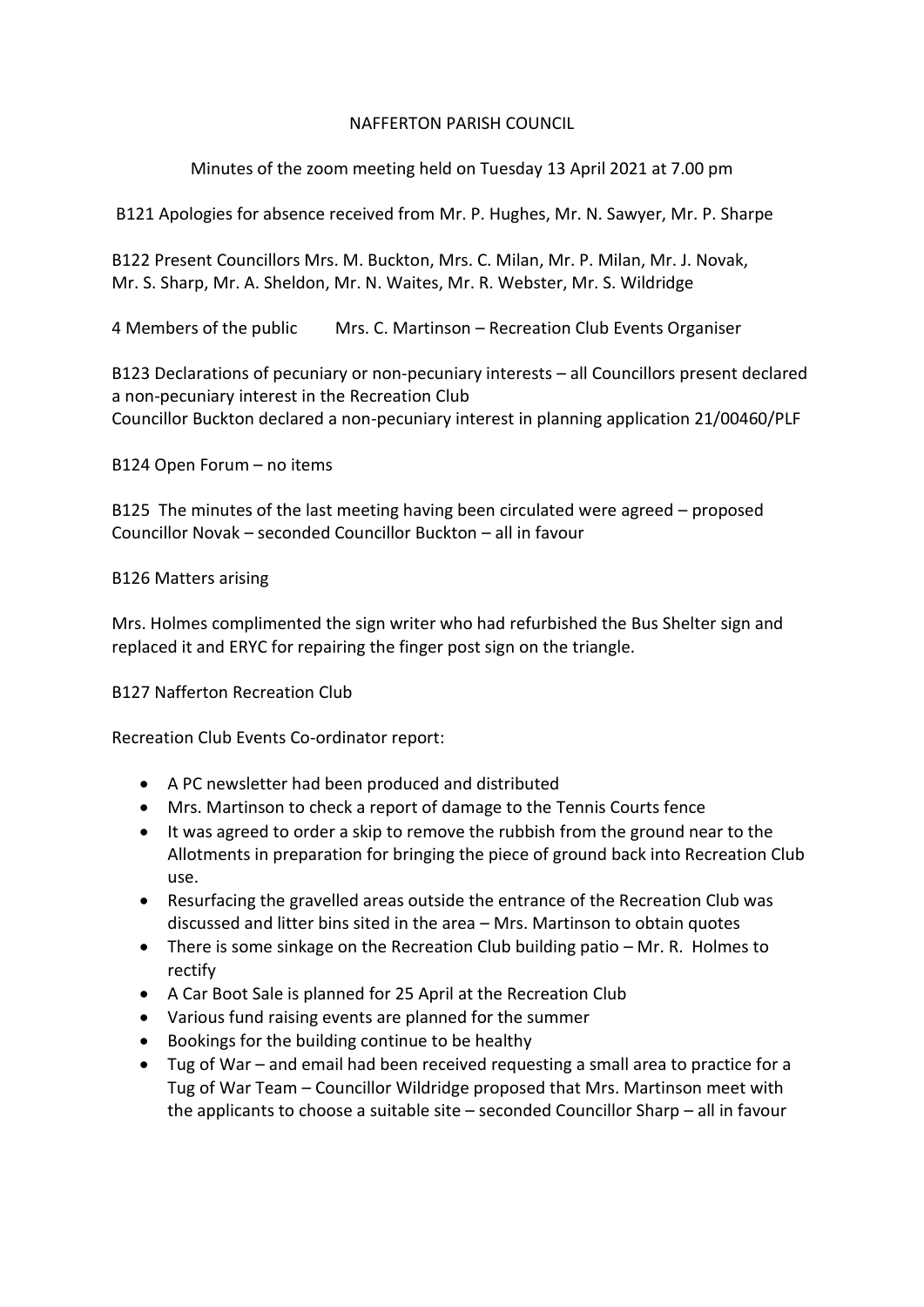NAFFERTON PARISH COUNCIL

Minutes of the zoom meeting held on Tuesday 13 April 2021 at 7.00 pm

B121 Apologies for absence received from Mr. P. Hughes, Mr. N. Sawyer, Mr. P. Sharpe

B122 Present Councillors Mrs. M. Buckton, Mrs. C. Milan, Mr. P. Milan, Mr. J. Novak, Mr. S. Sharp, Mr. A. Sheldon, Mr. N. Waites, Mr. R. Webster, Mr. S. Wildridge

4 Members of the public    Mrs. C. Martinson – Recreation Club Events Organiser

B123 Declarations of pecuniary or non-pecuniary interests – all Councillors present declared a non-pecuniary interest in the Recreation Club
Councillor Buckton declared a non-pecuniary interest in planning application 21/00460/PLF

B124 Open Forum – no items

B125 The minutes of the last meeting having been circulated were agreed – proposed Councillor Novak – seconded Councillor Buckton – all in favour

B126 Matters arising

Mrs. Holmes complimented the sign writer who had refurbished the Bus Shelter sign and replaced it and ERYC for repairing the finger post sign on the triangle.

B127 Nafferton Recreation Club

Recreation Club Events Co-ordinator report:

- A PC newsletter had been produced and distributed
- Mrs. Martinson to check a report of damage to the Tennis Courts fence
- It was agreed to order a skip to remove the rubbish from the ground near to the Allotments in preparation for bringing the piece of ground back into Recreation Club use.
- Resurfacing the gravelled areas outside the entrance of the Recreation Club was discussed and litter bins sited in the area – Mrs. Martinson to obtain quotes
- There is some sinkage on the Recreation Club building patio – Mr. R. Holmes to rectify
- A Car Boot Sale is planned for 25 April at the Recreation Club
- Various fund raising events are planned for the summer
- Bookings for the building continue to be healthy
- Tug of War – and email had been received requesting a small area to practice for a Tug of War Team – Councillor Wildridge proposed that Mrs. Martinson meet with the applicants to choose a suitable site – seconded Councillor Sharp – all in favour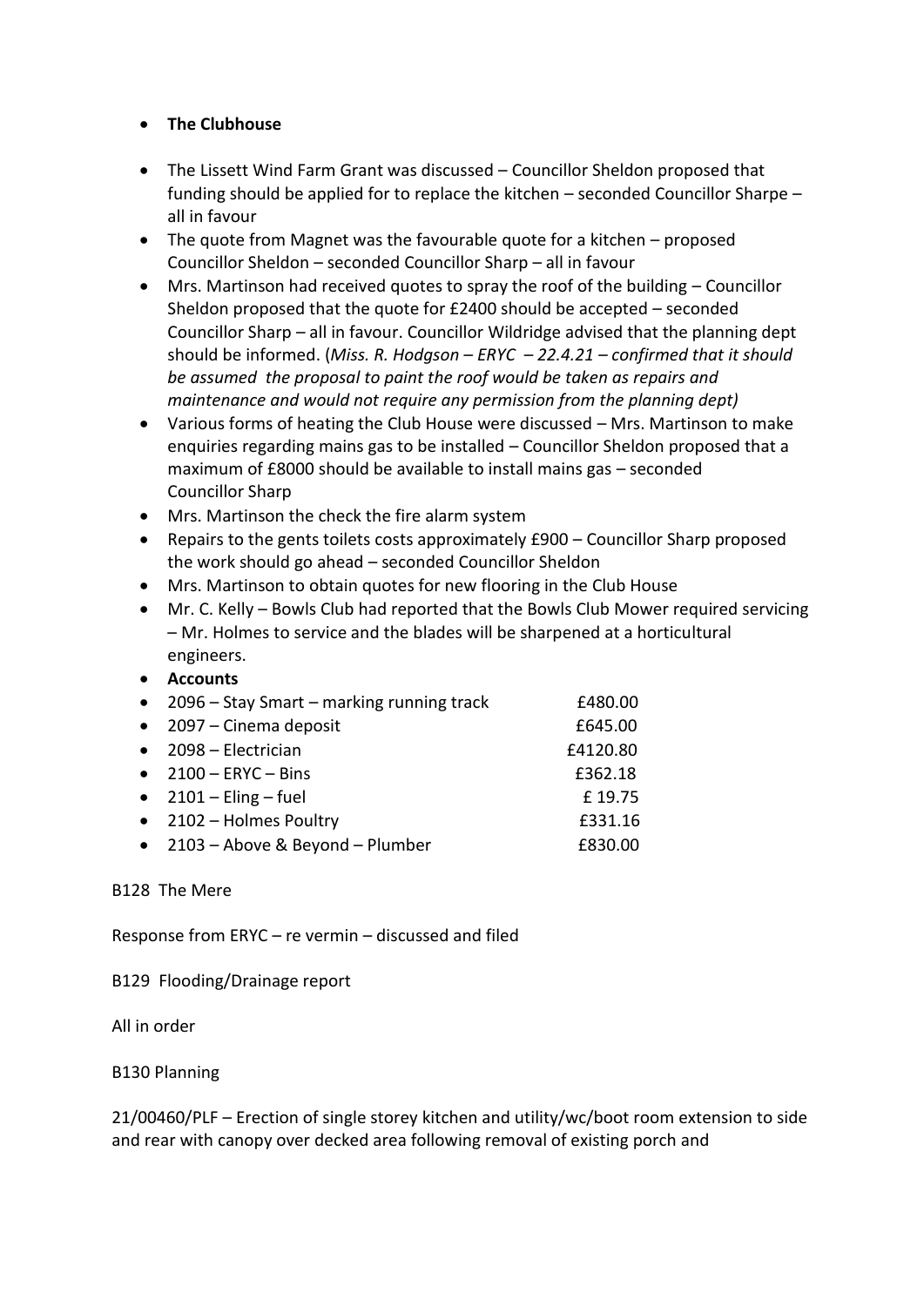- **The Clubhouse**
- The Lissett Wind Farm Grant was discussed – Councillor Sheldon proposed that funding should be applied for to replace the kitchen – seconded Councillor Sharpe – all in favour
- The quote from Magnet was the favourable quote for a kitchen – proposed Councillor Sheldon – seconded Councillor Sharp – all in favour
- Mrs. Martinson had received quotes to spray the roof of the building – Councillor Sheldon proposed that the quote for £2400 should be accepted – seconded Councillor Sharp – all in favour. Councillor Wildridge advised that the planning dept should be informed. (*Miss. R. Hodgson – ERYC – 22.4.21 – confirmed that it should be assumed the proposal to paint the roof would be taken as repairs and maintenance and would not require any permission from the planning dept)*
- Various forms of heating the Club House were discussed – Mrs. Martinson to make enquiries regarding mains gas to be installed – Councillor Sheldon proposed that a maximum of £8000 should be available to install mains gas – seconded Councillor Sharp
- Mrs. Martinson the check the fire alarm system
- Repairs to the gents toilets costs approximately £900 – Councillor Sharp proposed the work should go ahead – seconded Councillor Sheldon
- Mrs. Martinson to obtain quotes for new flooring in the Club House
- Mr. C. Kelly – Bowls Club had reported that the Bowls Club Mower required servicing – Mr. Holmes to service and the blades will be sharpened at a horticultural engineers.
- **Accounts**
- 2096 – Stay Smart – marking running track £480.00
- 2097 – Cinema deposit £645.00
- 2098 – Electrician £4120.80
- 2100 – ERYC – Bins £362.18
- 2101 – Eling – fuel £ 19.75
- 2102 – Holmes Poultry £331.16
- 2103 – Above & Beyond – Plumber £830.00

B128 The Mere

Response from ERYC – re vermin – discussed and filed

B129 Flooding/Drainage report

All in order

B130 Planning

21/00460/PLF – Erection of single storey kitchen and utility/wc/boot room extension to side and rear with canopy over decked area following removal of existing porch and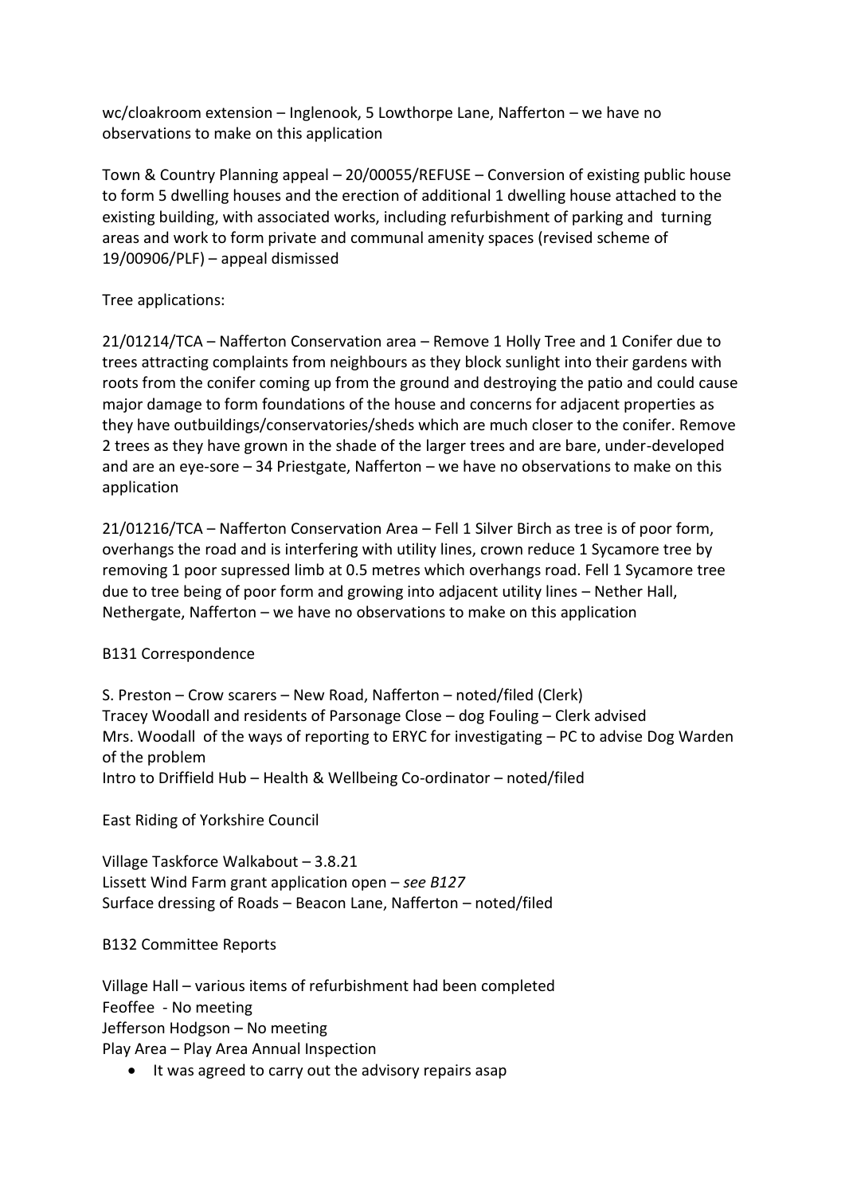wc/cloakroom extension – Inglenook, 5 Lowthorpe Lane, Nafferton – we have no observations to make on this application

Town & Country Planning appeal – 20/00055/REFUSE – Conversion of existing public house to form 5 dwelling houses and the erection of additional 1 dwelling house attached to the existing building, with associated works, including refurbishment of parking and turning areas and work to form private and communal amenity spaces (revised scheme of 19/00906/PLF) – appeal dismissed

Tree applications:

21/01214/TCA – Nafferton Conservation area – Remove 1 Holly Tree and 1 Conifer due to trees attracting complaints from neighbours as they block sunlight into their gardens with roots from the conifer coming up from the ground and destroying the patio and could cause major damage to form foundations of the house and concerns for adjacent properties as they have outbuildings/conservatories/sheds which are much closer to the conifer. Remove 2 trees as they have grown in the shade of the larger trees and are bare, under-developed and are an eye-sore – 34 Priestgate, Nafferton – we have no observations to make on this application

21/01216/TCA – Nafferton Conservation Area – Fell 1 Silver Birch as tree is of poor form, overhangs the road and is interfering with utility lines, crown reduce 1 Sycamore tree by removing 1 poor supressed limb at 0.5 metres which overhangs road. Fell 1 Sycamore tree due to tree being of poor form and growing into adjacent utility lines – Nether Hall, Nethergate, Nafferton – we have no observations to make on this application

B131 Correspondence

S. Preston – Crow scarers – New Road, Nafferton – noted/filed (Clerk)
Tracey Woodall and residents of Parsonage Close – dog Fouling – Clerk advised Mrs. Woodall of the ways of reporting to ERYC for investigating – PC to advise Dog Warden of the problem
Intro to Driffield Hub – Health & Wellbeing Co-ordinator – noted/filed

East Riding of Yorkshire Council

Village Taskforce Walkabout – 3.8.21
Lissett Wind Farm grant application open – *see B127*
Surface dressing of Roads – Beacon Lane, Nafferton – noted/filed

B132 Committee Reports

Village Hall – various items of refurbishment had been completed
Feoffee - No meeting
Jefferson Hodgson – No meeting
Play Area – Play Area Annual Inspection

- It was agreed to carry out the advisory repairs asap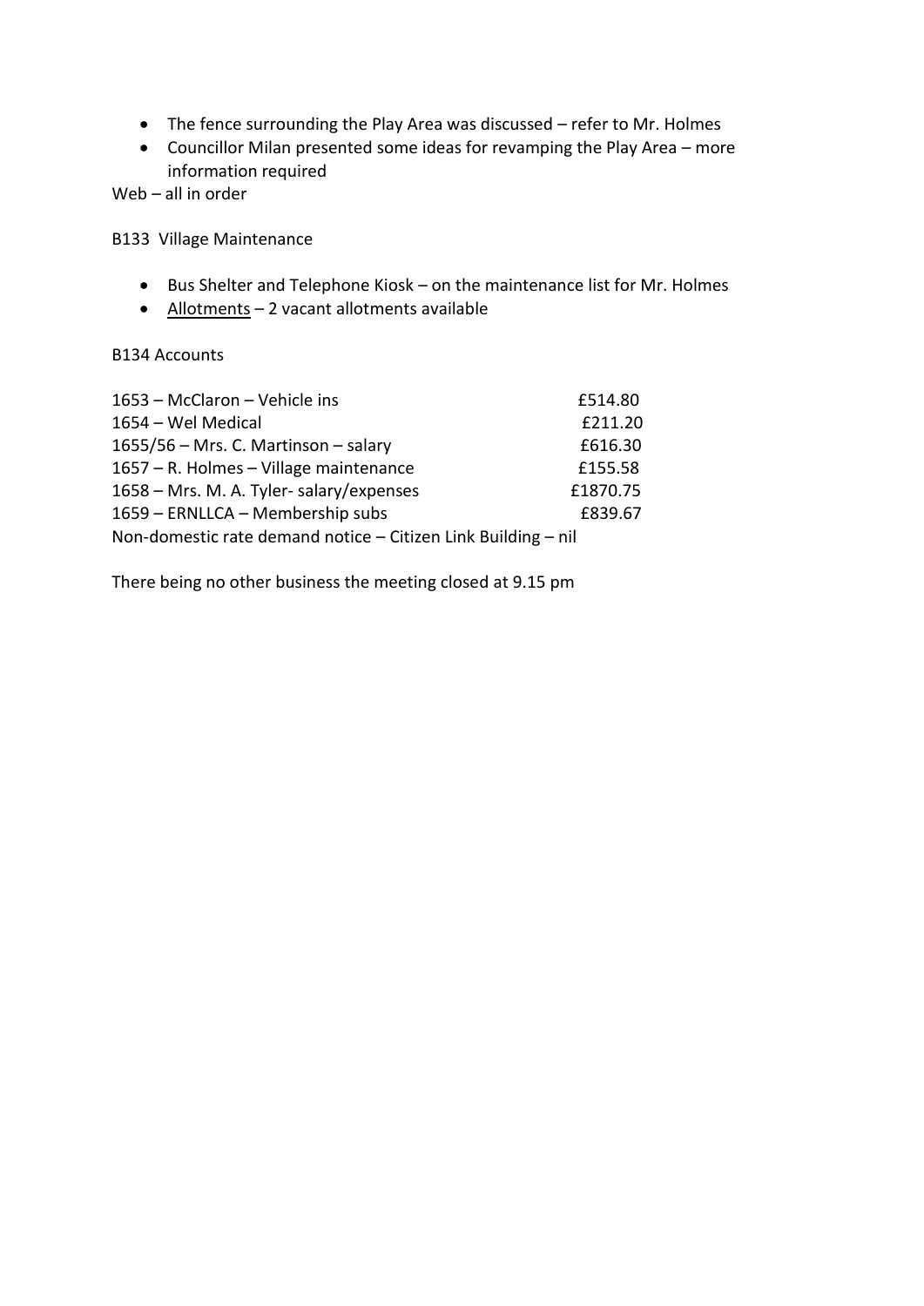- The fence surrounding the Play Area was discussed – refer to Mr. Holmes
- Councillor Milan presented some ideas for revamping the Play Area – more information required

Web – all in order

B133 Village Maintenance

- Bus Shelter and Telephone Kiosk – on the maintenance list for Mr. Holmes
- Allotments – 2 vacant allotments available

B134 Accounts

| | |
|---|---|
| 1653 – McClaron – Vehicle ins | £514.80 |
| 1654 – Wel Medical | £211.20 |
| 1655/56 – Mrs. C. Martinson – salary | £616.30 |
| 1657 – R. Holmes – Village maintenance | £155.58 |
| 1658 – Mrs. M. A. Tyler- salary/expenses | £1870.75 |
| 1659 – ERNLLCA – Membership subs | £839.67 |

Non-domestic rate demand notice – Citizen Link Building – nil

There being no other business the meeting closed at 9.15 pm